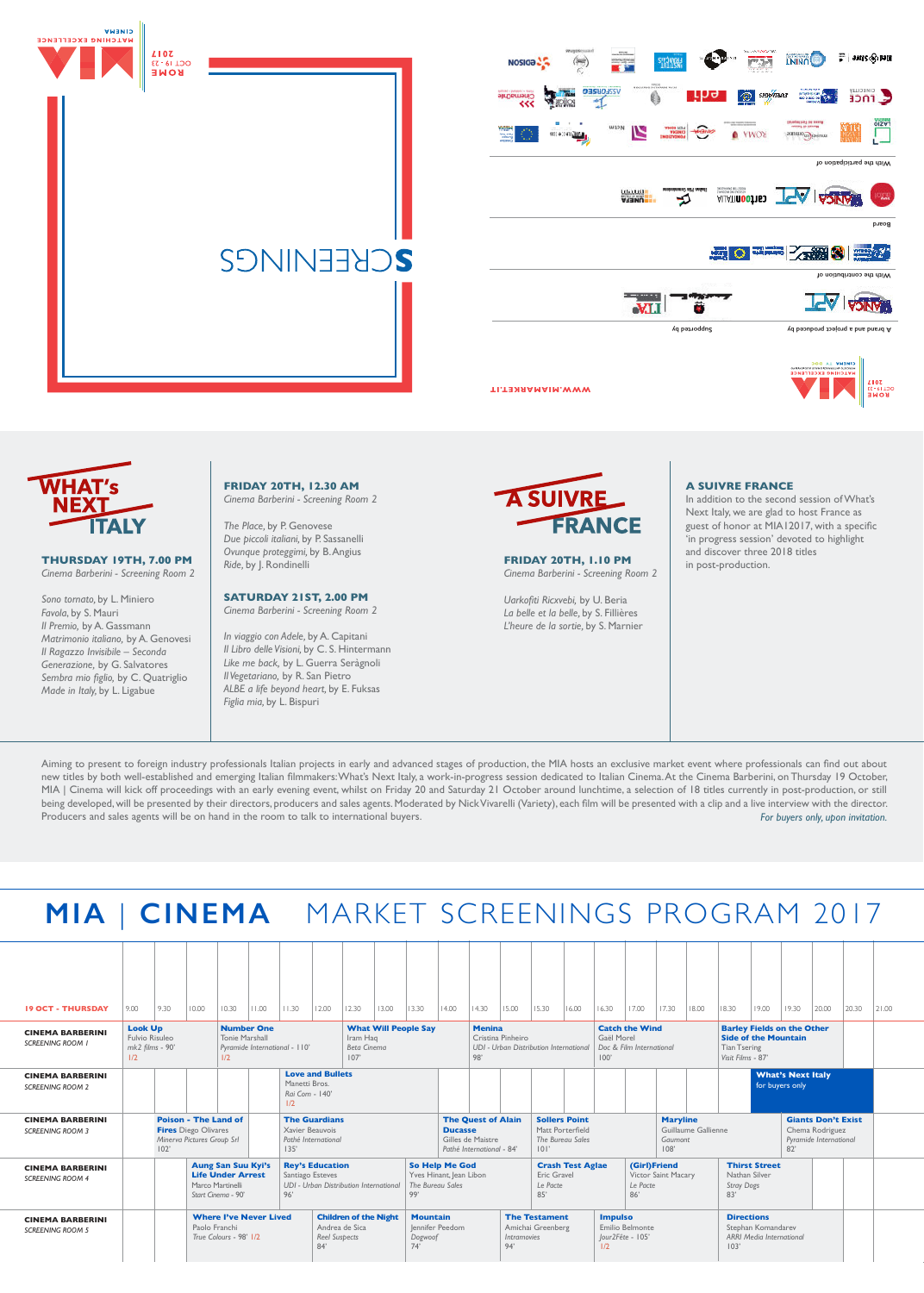WWW.MIAMARKET.IT

A brand and project produced by

Supported by

With the contribution of

Board

With the participation of

SCREENINGS

MIA ROME 2017 OCT 19 - 23

## WHAT's NEXT ITALY

### THURSDAY 19TH, 7.00 PM

*Cinema Barberini - Screening Room 2*

*Sono tornato*, by L. Miniero
*Favola*, by S. Mauri
*Il Premio*, by A. Gassmann
*Matrimonio italiano*, by A. Genovesi
*Il Ragazzo Invisibile – Seconda Generazione*, by G. Salvatores
*Sembra mio figlio*, by C. Quatriglio
*Made in Italy*, by L. Ligabue

### FRIDAY 20TH, 12.30 AM

*Cinema Barberini - Screening Room 2*

*The Place*, by P. Genovese
*Due piccoli italiani*, by P. Sassanelli
*Ovunque proteggimi*, by B. Angius
*Ride*, by J. Rondinelli

### SATURDAY 21ST, 2.00 PM

*Cinema Barberini - Screening Room 2*

*In viaggio con Adele*, by A. Capitani
*Il Libro delle Visioni*, by C. S. Hintermann
*Like me back*, by L. Guerra Seràgnoli
*Il Vegetariano*, by R. San Pietro
*ALBE a life beyond heart*, by E. Fuksas
*Figlia mia*, by L. Bispuri

## A SUIVRE FRANCE

### FRIDAY 20TH, 1.10 PM

*Cinema Barberini - Screening Room 2*

*Uarkofiti Ricxvebi*, by U. Beria
*La belle et la belle*, by S. Fillières
*L'heure de la sortie*, by S. Marnier

### A SUIVRE FRANCE

In addition to the second session of What's Next Italy, we are glad to host France as guest of honor at MIA I 2017, with a specific 'in progress session' devoted to highlight and discover three 2018 titles in post-production.

Aiming to present to foreign industry professionals Italian projects in early and advanced stages of production, the MIA hosts an exclusive market event where professionals can find out about new titles by both well-established and emerging Italian filmmakers: What's Next Italy, a work-in-progress session dedicated to Italian Cinema. At the Cinema Barberini, on Thursday 19 October, MIA | Cinema will kick off proceedings with an early evening event, whilst on Friday 20 and Saturday 21 October around lunchtime, a selection of 18 titles currently in post-production, or still being developed, will be presented by their directors, producers and sales agents. Moderated by Nick Vivarelli (Variety), each film will be presented with a clip and a live interview with the director. Producers and sales agents will be on hand in the room to talk to international buyers. *For buyers only, upon invitation.*

# MIA | CINEMA MARKET SCREENINGS PROGRAM 2017

**19 OCT - THURSDAY**

| Room | Time | Title | Director | Company | Duration | Note |
|---|---|---|---|---|---|---|
| CINEMA BARBERINI SCREENING ROOM 1 | 9.00 | **Look Up** | Fulvio Risuleo | mk2 films | 90' | 1/2 |
| CINEMA BARBERINI SCREENING ROOM 1 | 10.30 | **Number One** | Tonie Marshall | Pyramide International | 110' | 1/2 |
| CINEMA BARBERINI SCREENING ROOM 1 | 12.30 | **What Will People Say** | Iram Haq | Beta Cinema | 107' | |
| CINEMA BARBERINI SCREENING ROOM 1 | 14.30 | **Menina** | Cristina Pinheiro | UDI - Urban Distribution International | 98' | |
| CINEMA BARBERINI SCREENING ROOM 1 | 16.30 | **Catch the Wind** | Gaël Morel | Doc & Film International | 100' | |
| CINEMA BARBERINI SCREENING ROOM 1 | 18.30 | **Barley Fields on the Other Side of the Mountain** | Tian Tsering | Visit Films | 87' | |
| CINEMA BARBERINI SCREENING ROOM 2 | 11.30 | **Love and Bullets** | Manetti Bros. | Rai Com | 140' | 1/2 |
| CINEMA BARBERINI SCREENING ROOM 2 | 19.00 | **What's Next Italy** | | for buyers only | | |
| CINEMA BARBERINI SCREENING ROOM 3 | 9.30 | **Poison - The Land of Fires** | Diego Olivares | Minerva Pictures Group Srl | 102' | |
| CINEMA BARBERINI SCREENING ROOM 3 | 11.30 | **The Guardians** | Xavier Beauvois | Pathé International | 135' | |
| CINEMA BARBERINI SCREENING ROOM 3 | 14.00 | **The Quest of Alain Ducasse** | Gilles de Maistre | Pathé International | 84' | |
| CINEMA BARBERINI SCREENING ROOM 3 | 15.30 | **Sollers Point** | Matt Porterfield | The Bureau Sales | 101' | |
| CINEMA BARBERINI SCREENING ROOM 3 | 17.30 | **Maryline** | Guillaume Gallienne | Gaumont | 108' | |
| CINEMA BARBERINI SCREENING ROOM 3 | 19.30 | **Giants Don't Exist** | Chema Rodriguez | Pyramide International | 82' | |
| CINEMA BARBERINI SCREENING ROOM 4 | 10.00 | **Aung San Suu Kyi's Life Under Arrest** | Marco Martinelli | Start Cinema | 90' | |
| CINEMA BARBERINI SCREENING ROOM 4 | 11.30 | **Rey's Education** | Santiago Esteves | UDI - Urban Distribution International | 96' | |
| CINEMA BARBERINI SCREENING ROOM 4 | 13.30 | **So Help Me God** | Yves Hinant, Jean Libon | The Bureau Sales | 99' | |
| CINEMA BARBERINI SCREENING ROOM 4 | 15.30 | **Crash Test Aglae** | Eric Gravel | Le Pacte | 85' | |
| CINEMA BARBERINI SCREENING ROOM 4 | 17.00 | **(Girl)Friend** | Victor Saint Macary | Le Pacte | 86' | |
| CINEMA BARBERINI SCREENING ROOM 4 | 18.30 | **Thirst Street** | Nathan Silver | Stray Dogs | 83' | |
| CINEMA BARBERINI SCREENING ROOM 5 | 10.00 | **Where I've Never Lived** | Paolo Franchi | True Colours | 98' | 1/2 |
| CINEMA BARBERINI SCREENING ROOM 5 | 12.00 | **Children of the Night** | Andrea de Sica | Reel Suspects | 84' | |
| CINEMA BARBERINI SCREENING ROOM 5 | 13.30 | **Mountain** | Jennifer Peedom | Dogwoof | 74' | |
| CINEMA BARBERINI SCREENING ROOM 5 | 15.00 | **The Testament** | Amichai Greenberg | Intramovies | 94' | |
| CINEMA BARBERINI SCREENING ROOM 5 | 16.30 | **Impulso** | Emilio Belmonte | Jour2Fête | 105' | 1/2 |
| CINEMA BARBERINI SCREENING ROOM 5 | 18.30 | **Directions** | Stephan Komandarev | ARRI Media International | 103' | |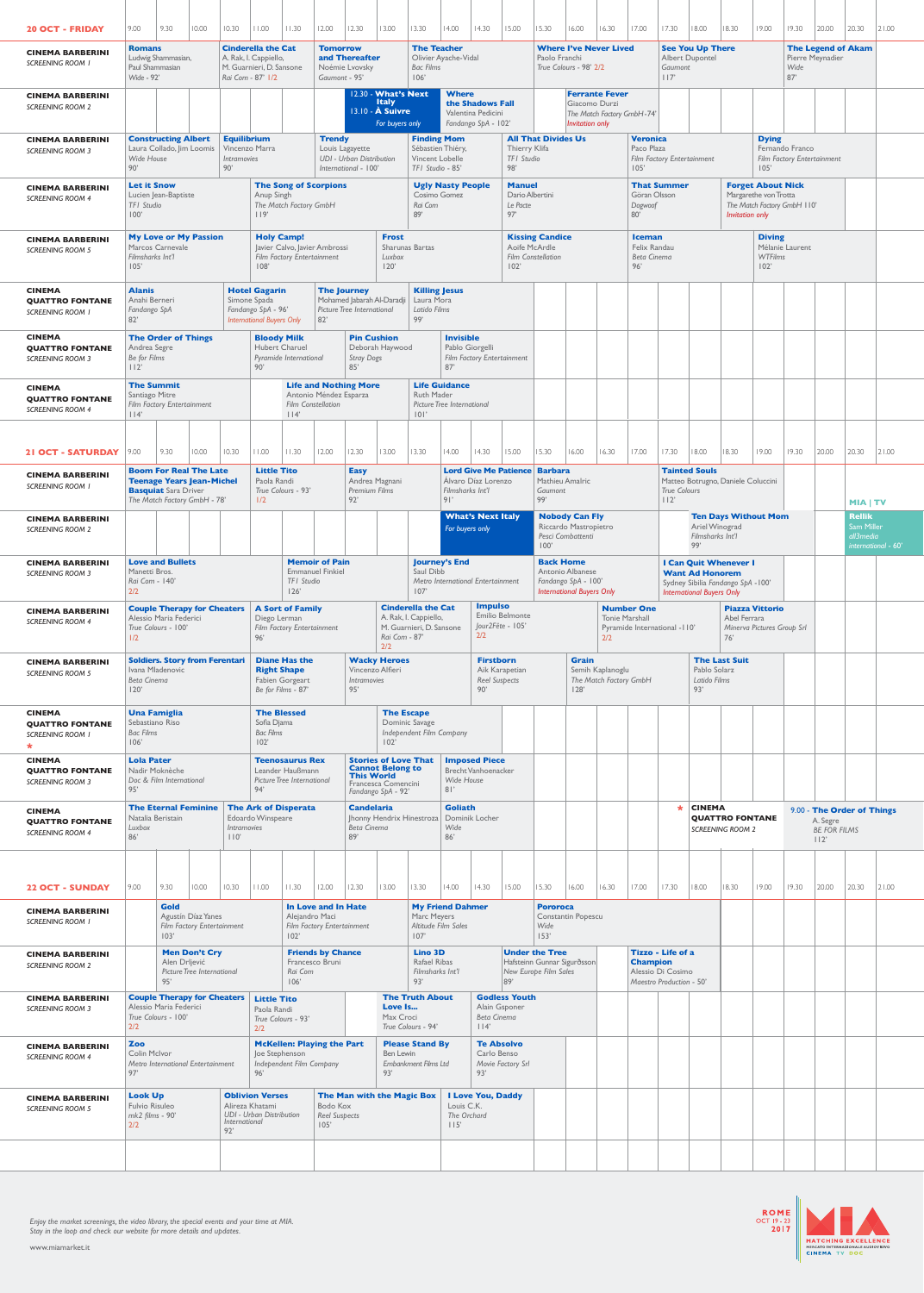# 20 OCT - FRIDAY

| Venue | Screenings |
|---|---|
| CINEMA BARBERINI SCREENING ROOM 1 | 9.00 **Romans** – Ludwig Shammasian, Paul Shammasian – Wide - 92' · 10.30 **Cinderella the Cat** – A. Rak, I. Cappiello, M. Guarnieri, D. Sansone – Rai Com - 87' 1/2 · 12.00 **Tomorrow and Thereafter** – Noémie Lvovsky – Gaumont - 95' · 13.30 **The Teacher** – Olivier Ayache-Vidal – Bac Films – 106' · 15.30 **Where I've Never Lived** – Paolo Franchi – True Colours - 98' 2/2 · 17.30 **See You Up There** – Albert Dupontel – Gaumont – 117' · 19.30 **The Legend of Akam** – Pierre Meynadier – Wide – 87' |
| CINEMA BARBERINI SCREENING ROOM 2 | 12.30 - **What's Next Italy** / 13.10 - **À Suivre** – For buyers only · 14.00 **Where the Shadows Fall** – Valentina Pedicini – Fandango SpA - 102' · 16.00 **Ferrante Fever** – Giacomo Durzi – The Match Factory GmbH - 74' – Invitation only |
| CINEMA BARBERINI SCREENING ROOM 3 | 9.00 **Constructing Albert** – Laura Collado, Jim Loomis – Wide House – 90' · 10.30 **Equilibrium** – Vincenzo Marra – Intramovies – 90' · 12.00 **Trendy** – Louis Lagayette – UDI - Urban Distribution International - 100' · 13.30 **Finding Mom** – Sébastien Thiéry, Vincent Lobelle – TF1 Studio - 85' · 15.00 **All That Divides Us** – Thierry Klifa – TF1 Studio – 98' · 17.00 **Veronica** – Paco Plaza – Film Factory Entertainment – 105' · 19.00 **Dying** – Fernando Franco – Film Factory Entertainment – 105' |
| CINEMA BARBERINI SCREENING ROOM 4 | 9.00 **Let it Snow** – Lucien Jean-Baptiste – TF1 Studio – 100' · 11.00 **The Song of Scorpions** – Anup Singh – The Match Factory GmbH – 119' · 13.30 **Ugly Nasty People** – Cosimo Gomez – Rai Com – 89' · 15.00 **Manuel** – Dario Albertini – Le Pacte – 97' · 17.00 **That Summer** – Göran Olsson – Dogwoof – 80' · 18.30 **Forget About Nick** – Margarethe von Trotta – The Match Factory GmbH 110' – Invitation only |
| CINEMA BARBERINI SCREENING ROOM 5 | 9.00 **My Love or My Passion** – Marcos Carnevale – Filmsharks Int'l – 105' · 11.00 **Holy Camp!** – Javier Calvo, Javier Ambrossi – Film Factory Entertainment – 108' · 13.00 **Frost** – Sharunas Bartas – Luxbox – 120' · 15.00 **Kissing Candice** – Aoife McArdle – Film Constellation – 102' · 17.00 **Iceman** – Felix Randau – Beta Cinema – 96' · 18.30 **Diving** – Mélanie Laurent – WTFilms – 102' |
| CINEMA QUATTRO FONTANE SCREENING ROOM 1 | 9.00 **Alanis** – Anahí Berneri – Fandango SpA – 82' · 10.30 **Hotel Gagarin** – Simone Spada – Fandango SpA - 96' – International Buyers Only · 12.00 **The Journey** – Mohamed Jabarah Al-Daradji – Picture Tree International – 82' · 13.30 **Killing Jesus** – Laura Mora – Latido Films – 99' |
| CINEMA QUATTRO FONTANE SCREENING ROOM 3 | 9.00 **The Order of Things** – Andrea Segre – Be for Films – 112' · 11.00 **Bloody Milk** – Hubert Charuel – Pyramide International – 90' · 12.30 **Pin Cushion** – Deborah Haywood – Stray Dogs – 85' · 14.00 **Invisible** – Pablo Giorgelli – Film Factory Entertainment – 87' |
| CINEMA QUATTRO FONTANE SCREENING ROOM 4 | 9.00 **The Summit** – Santiago Mitre – Film Factory Entertainment – 114' · 11.30 **Life and Nothing More** – Antonio Méndez Esparza – Film Constellation – 114' · 13.30 **Life Guidance** – Ruth Mader – Picture Tree International – 101' |

# 21 OCT - SATURDAY

| Venue | Screenings |
|---|---|
| CINEMA BARBERINI SCREENING ROOM 1 | 9.00 **Boom For Real The Late Teenage Years Jean-Michel Basquiat** Sara Driver – The Match Factory GmbH - 78' · 11.00 **Little Tito** – Paola Randi – True Colours - 93' – 1/2 · 12.30 **Easy** – Andrea Magnani – Premium Films – 92' · 14.00 **Lord Give Me Patience** – Álvaro Díaz Lorenzo – Filmsharks Int'l – 91' · 15.30 **Barbara** – Mathieu Amalric – Gaumont – 99' · 17.30 **Tainted Souls** – Matteo Botrugno, Daniele Coluccini – True Colours – 112' · **MIA \| TV** |
| CINEMA BARBERINI SCREENING ROOM 2 | 14.00 **What's Next Italy** – For buyers only · 15.30 **Nobody Can Fly** – Riccardo Mastropietro – Pesci Combattenti – 100' · 18.00 **Ten Days Without Mom** – Ariel Winograd – Filmsharks Int'l – 99' · 20.30 **Rellik** – Sam Miller – all3media international - 60' |
| CINEMA BARBERINI SCREENING ROOM 3 | 9.00 **Love and Bullets** – Manetti Bros. – Rai Com - 140' – 2/2 · 11.30 **Memoir of Pain** – Emmanuel Finkiel – TF1 Studio – 126' · 13.30 **Journey's End** – Saul Dibb – Metro International Entertainment – 107' · 15.30 **Back Home** – Antonio Albanese – Fandango SpA - 100' – International Buyers Only · 17.30 **I Can Quit Whenever I Want Ad Honorem** – Sydney Sibilia Fandango SpA - 100' – International Buyers Only |
| CINEMA BARBERINI SCREENING ROOM 4 | 9.00 **Couple Therapy for Cheaters** – Alessio Maria Federici – True Colours - 100' – 1/2 · 11.00 **A Sort of Family** – Diego Lerman – Film Factory Entertainment – 96' · 13.00 **Cinderella the Cat** – A. Rak, I. Cappiello, M. Guarnieri, D. Sansone – Rai Com - 87' – 2/2 · 14.30 **Impulso** – Emilio Belmonte – Jour2Fête - 105' – 2/2 · 16.30 **Number One** – Tonie Marshall – Pyramide International - 110' – 2/2 · 18.30 **Piazza Vittorio** – Abel Ferrara – Minerva Pictures Group Srl – 76' |
| CINEMA BARBERINI SCREENING ROOM 5 | 9.00 **Soldiers. Story from Ferentari** – Ivana Mladenovic – Beta Cinema – 120' · 11.00 **Diane Has the Right Shape** – Fabien Gorgeart – Be for Films - 87' · 12.30 **Wacky Heroes** – Vincenzo Alfieri – Intramovies – 95' · 14.30 **Firstborn** – Aik Karapetian – Reel Suspects – 90' · 16.00 **Grain** – Semih Kaplanoglu – The Match Factory GmbH – 128' · 18.00 **The Last Suit** – Pablo Solarz – Latido Films – 93' |
| CINEMA QUATTRO FONTANE SCREENING ROOM 1 ★ | 9.00 **Una Famiglia** – Sebastiano Riso – Bac Films – 106' · 11.00 **The Blessed** – Sofia Djama – Bac Films – 102' · 13.00 **The Escape** – Dominic Savage – Independent Film Company – 102' |
| CINEMA QUATTRO FONTANE SCREENING ROOM 3 | 9.00 **Lola Pater** – Nadir Moknèche – Doc & Film International – 95' · 11.00 **Teenosaurus Rex** – Leander Haußmann – Picture Tree International – 94' · 12.30 **Stories of Love That Cannot Belong to This World** – Francesca Comencini – Fandango SpA - 92' · 14.00 **Imposed Piece** – Brecht Vanhoenacker – Wide House – 81' |
| CINEMA QUATTRO FONTANE SCREENING ROOM 4 | 9.00 **The Eternal Feminine** – Natalia Beristain – Luxbox – 86' · 10.30 **The Ark of Disperata** – Edoardo Winspeare – Intramovies – 110' · 12.30 **Candelaria** – Jhonny Hendrix Hinestroza – Beta Cinema – 89' · 14.00 **Goliath** – Dominik Locher – Wide – 86' |
| ★ CINEMA QUATTRO FONTANE SCREENING ROOM 2 | 9.00 - **The Order of Things** – A. Segre – BE FOR FILMS – 112' |

# 22 OCT - SUNDAY

| Venue | Screenings |
|---|---|
| CINEMA BARBERINI SCREENING ROOM 1 | 9.30 **Gold** – Agustín Díaz Yanes – Film Factory Entertainment – 103' · 11.30 **In Love and In Hate** – Alejandro Maci – Film Factory Entertainment – 102' · 13.30 **My Friend Dahmer** – Marc Meyers – Altitude Film Sales – 107' · 15.30 **Pororoca** – Constantin Popescu – Wide – 153' |
| CINEMA BARBERINI SCREENING ROOM 2 | 9.30 **Men Don't Cry** – Alen Drljević – Picture Tree International – 95' · 11.30 **Friends by Chance** – Francesco Bruni – Rai Com – 106' · 13.30 **Lino 3D** – Rafael Ribas – Filmsharks Int'l – 93' · 15.00 **Under the Tree** – Hafsteinn Gunnar Sigurðsson – New Europe Film Sales – 89' · 17.00 **Tizzo - Life of a Champion** – Alessio Di Cosimo – Maestro Production - 50' |
| CINEMA BARBERINI SCREENING ROOM 3 | 9.00 **Couple Therapy for Cheaters** – Alessio Maria Federici – True Colours - 100' – 2/2 · 11.00 **Little Tito** – Paola Randi – True Colours - 93' – 2/2 · 13.00 **The Truth About Love Is...** – Max Croci – True Colours - 94' · 14.30 **Godless Youth** – Alain Gsponer – Beta Cinema – 114' |
| CINEMA BARBERINI SCREENING ROOM 4 | 9.00 **Zoo** – Colin McIvor – Metro International Entertainment – 97' · 11.00 **McKellen: Playing the Part** – Joe Stephenson – Independent Film Company – 96' · 13.00 **Please Stand By** – Ben Lewin – Embankment Films Ltd – 93' · 14.30 **Te Absolvo** – Carlo Benso – Movie Factory Srl – 93' |
| CINEMA BARBERINI SCREENING ROOM 5 | 9.00 **Look Up** – Fulvio Risuleo – mk2 films - 90' – 2/2 · 10.30 **Oblivion Verses** – Alireza Khatami – UDI - Urban Distribution International – 92' · 12.00 **The Man with the Magic Box** – Bodo Kox – Reel Suspects – 105' · 14.00 **I Love You, Daddy** – Louis C.K. – The Orchard – 115' |

*Enjoy the market screenings, the video library, the special events and your time at MIA. Stay in the loop and check our website for more details and updates.*

www.miamarket.it

ROME OCT 19 - 23 2017

MIA – MATCHING EXCELLENCE – MERCATO INTERNAZIONALE AUDIOVISIVO – CINEMA TV DOC